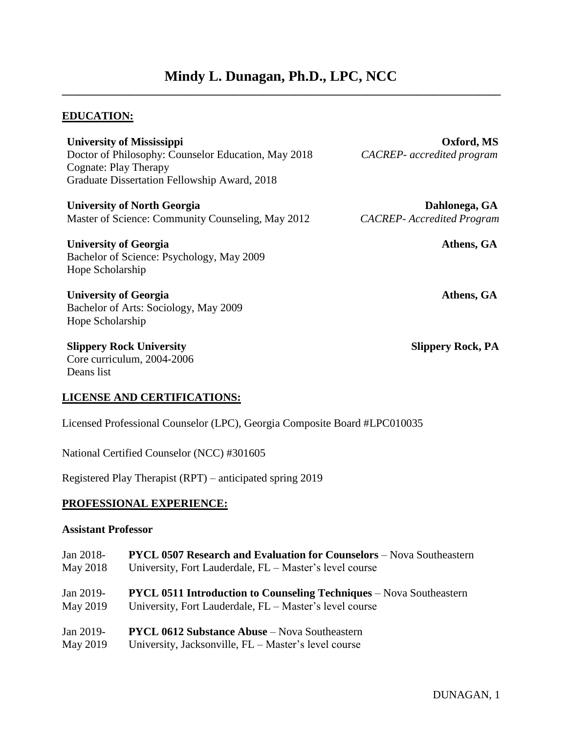# Mindy L. Dunagan, Ph.D., LPC, NCC

## EDUCATION:

**University of Mississippi** — **Oxford, MS**
Doctor of Philosophy: Counselor Education, May 2018 — *CACREP- accredited program*
Cognate: Play Therapy
Graduate Dissertation Fellowship Award, 2018

**University of North Georgia** — **Dahlonega, GA**
Master of Science: Community Counseling, May 2012 — *CACREP- Accredited Program*

**University of Georgia** — **Athens, GA**
Bachelor of Science: Psychology, May 2009
Hope Scholarship

**University of Georgia** — **Athens, GA**
Bachelor of Arts: Sociology, May 2009
Hope Scholarship

**Slippery Rock University** — **Slippery Rock, PA**
Core curriculum, 2004-2006
Deans list

## LICENSE AND CERTIFICATIONS:

Licensed Professional Counselor (LPC), Georgia Composite Board #LPC010035

National Certified Counselor (NCC) #301605

Registered Play Therapist (RPT) – anticipated spring 2019

## PROFESSIONAL EXPERIENCE:

**Assistant Professor**

Jan 2018- May 2018 — **PYCL 0507 Research and Evaluation for Counselors** – Nova Southeastern University, Fort Lauderdale, FL – Master's level course

Jan 2019- May 2019 — **PYCL 0511 Introduction to Counseling Techniques** – Nova Southeastern University, Fort Lauderdale, FL – Master's level course

Jan 2019- May 2019 — **PYCL 0612 Substance Abuse** – Nova Southeastern University, Jacksonville, FL – Master's level course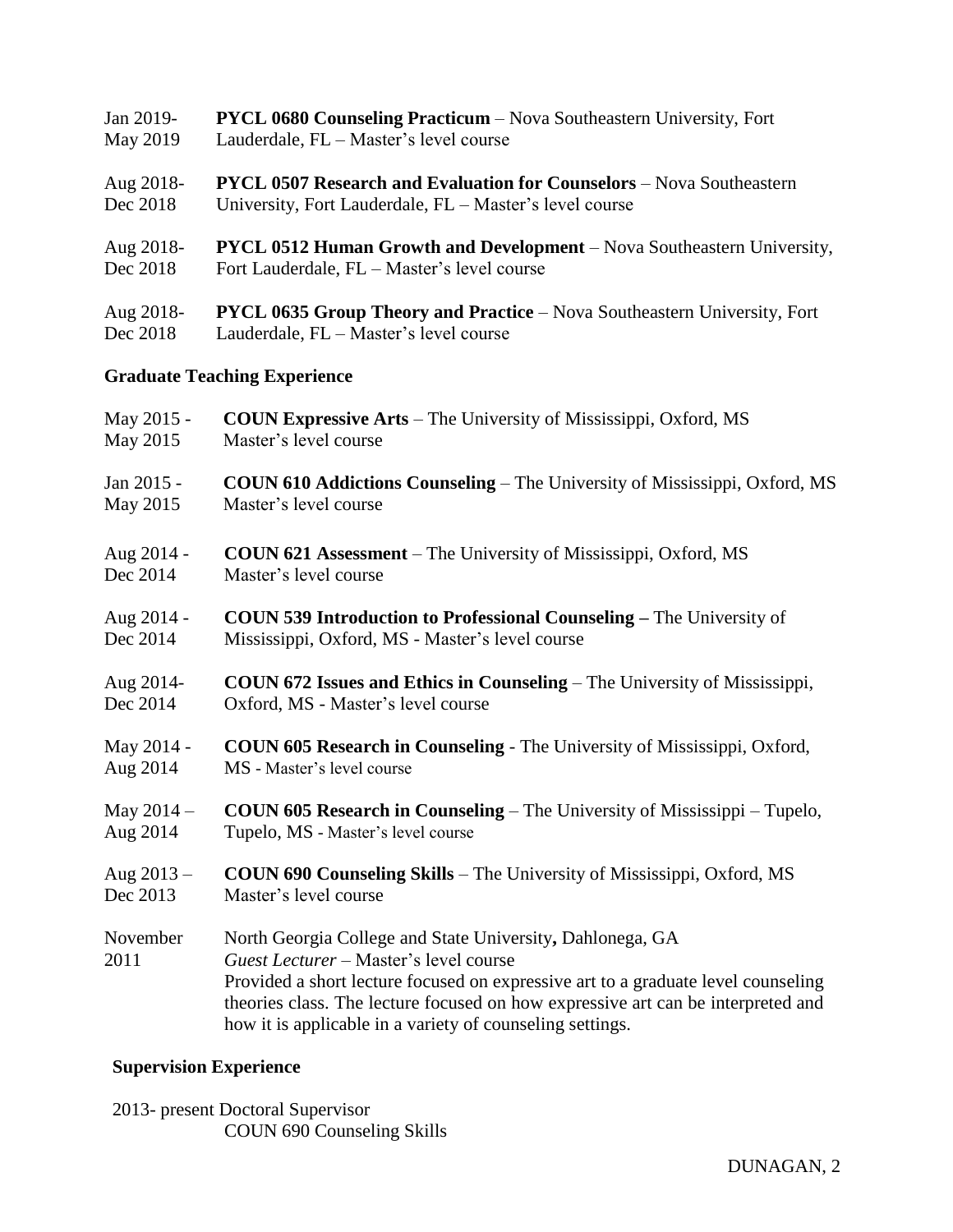Jan 2019- May 2019 — **PYCL 0680 Counseling Practicum** – Nova Southeastern University, Fort Lauderdale, FL – Master's level course

Aug 2018- Dec 2018 — **PYCL 0507 Research and Evaluation for Counselors** – Nova Southeastern University, Fort Lauderdale, FL – Master's level course

Aug 2018- Dec 2018 — **PYCL 0512 Human Growth and Development** – Nova Southeastern University, Fort Lauderdale, FL – Master's level course

Aug 2018- Dec 2018 — **PYCL 0635 Group Theory and Practice** – Nova Southeastern University, Fort Lauderdale, FL – Master's level course

### Graduate Teaching Experience

May 2015 - May 2015 — **COUN Expressive Arts** – The University of Mississippi, Oxford, MS Master's level course

Jan 2015 - May 2015 — **COUN 610 Addictions Counseling** – The University of Mississippi, Oxford, MS Master's level course

Aug 2014 - Dec 2014 — **COUN 621 Assessment** – The University of Mississippi, Oxford, MS Master's level course

Aug 2014 - Dec 2014 — **COUN 539 Introduction to Professional Counseling –** The University of Mississippi, Oxford, MS - Master's level course

Aug 2014- Dec 2014 — **COUN 672 Issues and Ethics in Counseling** – The University of Mississippi, Oxford, MS - Master's level course

May 2014 - Aug 2014 — **COUN 605 Research in Counseling** - The University of Mississippi, Oxford, MS - Master's level course

May 2014 – Aug 2014 — **COUN 605 Research in Counseling** – The University of Mississippi – Tupelo, Tupelo, MS - Master's level course

Aug 2013 – Dec 2013 — **COUN 690 Counseling Skills** – The University of Mississippi, Oxford, MS Master's level course

November 2011 — North Georgia College and State University**,** Dahlonega, GA
*Guest Lecturer* – Master's level course
Provided a short lecture focused on expressive art to a graduate level counseling theories class. The lecture focused on how expressive art can be interpreted and how it is applicable in a variety of counseling settings.

### Supervision Experience

2013- present Doctoral Supervisor
COUN 690 Counseling Skills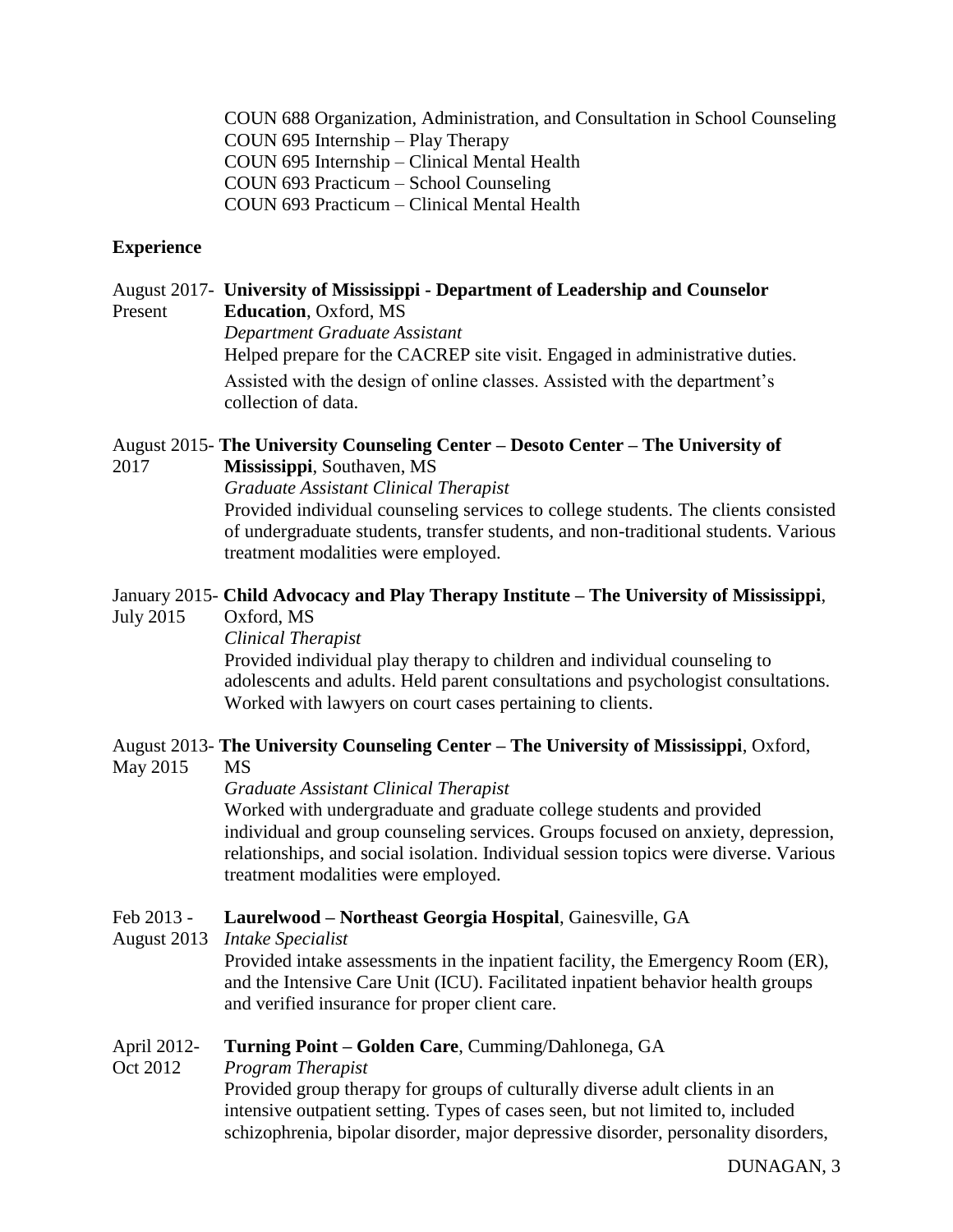COUN 688 Organization, Administration, and Consultation in School Counseling
COUN 695 Internship – Play Therapy
COUN 695 Internship – Clinical Mental Health
COUN 693 Practicum – School Counseling
COUN 693 Practicum – Clinical Mental Health

## Experience

August 2017- Present **University of Mississippi - Department of Leadership and Counselor Education**, Oxford, MS
*Department Graduate Assistant*
Helped prepare for the CACREP site visit. Engaged in administrative duties. Assisted with the design of online classes. Assisted with the department's collection of data.

August 2015- 2017 **The University Counseling Center – Desoto Center – The University of Mississippi**, Southaven, MS
*Graduate Assistant Clinical Therapist*
Provided individual counseling services to college students. The clients consisted of undergraduate students, transfer students, and non-traditional students. Various treatment modalities were employed.

January 2015- July 2015 **Child Advocacy and Play Therapy Institute – The University of Mississippi**, Oxford, MS
*Clinical Therapist*
Provided individual play therapy to children and individual counseling to adolescents and adults. Held parent consultations and psychologist consultations. Worked with lawyers on court cases pertaining to clients.

August 2013- May 2015 **The University Counseling Center – The University of Mississippi**, Oxford, MS
*Graduate Assistant Clinical Therapist*
Worked with undergraduate and graduate college students and provided individual and group counseling services. Groups focused on anxiety, depression, relationships, and social isolation. Individual session topics were diverse. Various treatment modalities were employed.

Feb 2013 - August 2013 **Laurelwood – Northeast Georgia Hospital**, Gainesville, GA
*Intake Specialist*
Provided intake assessments in the inpatient facility, the Emergency Room (ER), and the Intensive Care Unit (ICU). Facilitated inpatient behavior health groups and verified insurance for proper client care.

April 2012- Oct 2012 **Turning Point – Golden Care**, Cumming/Dahlonega, GA
*Program Therapist*
Provided group therapy for groups of culturally diverse adult clients in an intensive outpatient setting. Types of cases seen, but not limited to, included schizophrenia, bipolar disorder, major depressive disorder, personality disorders,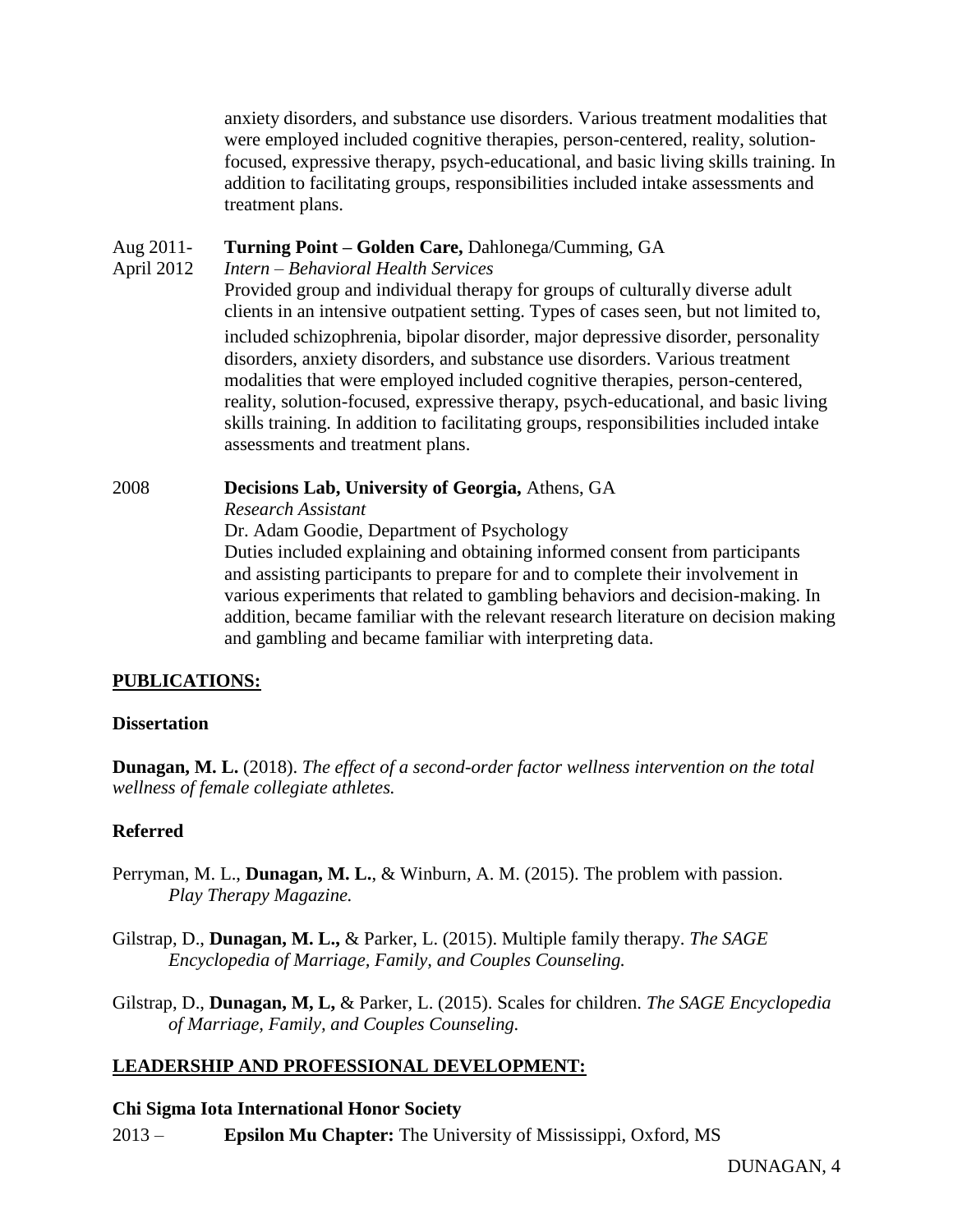anxiety disorders, and substance use disorders. Various treatment modalities that were employed included cognitive therapies, person-centered, reality, solution-focused, expressive therapy, psych-educational, and basic living skills training. In addition to facilitating groups, responsibilities included intake assessments and treatment plans.

Aug 2011- April 2012 **Turning Point – Golden Care,** Dahlonega/Cumming, GA
*Intern – Behavioral Health Services*
Provided group and individual therapy for groups of culturally diverse adult clients in an intensive outpatient setting. Types of cases seen, but not limited to, included schizophrenia, bipolar disorder, major depressive disorder, personality disorders, anxiety disorders, and substance use disorders. Various treatment modalities that were employed included cognitive therapies, person-centered, reality, solution-focused, expressive therapy, psych-educational, and basic living skills training. In addition to facilitating groups, responsibilities included intake assessments and treatment plans.

2008 **Decisions Lab, University of Georgia,** Athens, GA
*Research Assistant*
Dr. Adam Goodie, Department of Psychology
Duties included explaining and obtaining informed consent from participants and assisting participants to prepare for and to complete their involvement in various experiments that related to gambling behaviors and decision-making. In addition, became familiar with the relevant research literature on decision making and gambling and became familiar with interpreting data.

## PUBLICATIONS:

### Dissertation

**Dunagan, M. L.** (2018). *The effect of a second-order factor wellness intervention on the total wellness of female collegiate athletes.*

### Referred

Perryman, M. L., **Dunagan, M. L.**, & Winburn, A. M. (2015). The problem with passion. *Play Therapy Magazine.*

Gilstrap, D., **Dunagan, M. L.,** & Parker, L. (2015). Multiple family therapy. *The SAGE Encyclopedia of Marriage, Family, and Couples Counseling.*

Gilstrap, D., **Dunagan, M, L,** & Parker, L. (2015). Scales for children. *The SAGE Encyclopedia of Marriage, Family, and Couples Counseling.*

## LEADERSHIP AND PROFESSIONAL DEVELOPMENT:

### Chi Sigma Iota International Honor Society

2013 – **Epsilon Mu Chapter:** The University of Mississippi, Oxford, MS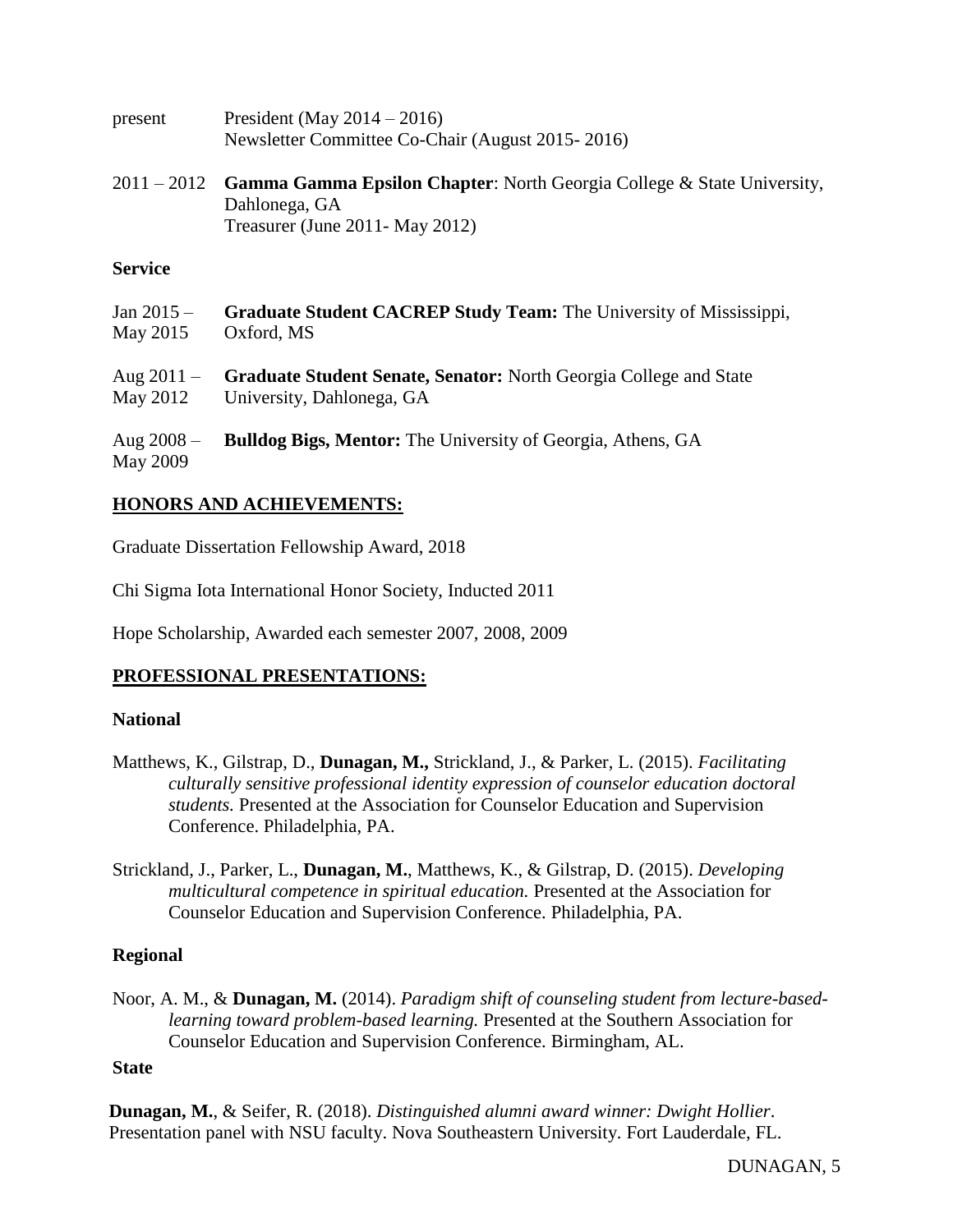present	President (May 2014 – 2016)
Newsletter Committee Co-Chair (August 2015- 2016)

2011 – 2012 **Gamma Gamma Epsilon Chapter**: North Georgia College & State University, Dahlonega, GA
Treasurer (June 2011- May 2012)

**Service**

Jan 2015 – May 2015 **Graduate Student CACREP Study Team:** The University of Mississippi, Oxford, MS

Aug 2011 – May 2012 **Graduate Student Senate, Senator:** North Georgia College and State University, Dahlonega, GA

Aug 2008 – May 2009 **Bulldog Bigs, Mentor:** The University of Georgia, Athens, GA

## HONORS AND ACHIEVEMENTS:

Graduate Dissertation Fellowship Award, 2018

Chi Sigma Iota International Honor Society, Inducted 2011

Hope Scholarship, Awarded each semester 2007, 2008, 2009

## PROFESSIONAL PRESENTATIONS:

**National**

Matthews, K., Gilstrap, D., **Dunagan, M.,** Strickland, J., & Parker, L. (2015). *Facilitating culturally sensitive professional identity expression of counselor education doctoral students.* Presented at the Association for Counselor Education and Supervision Conference. Philadelphia, PA.

Strickland, J., Parker, L., **Dunagan, M.**, Matthews, K., & Gilstrap, D. (2015). *Developing multicultural competence in spiritual education.* Presented at the Association for Counselor Education and Supervision Conference. Philadelphia, PA.

**Regional**

Noor, A. M., & **Dunagan, M.** (2014). *Paradigm shift of counseling student from lecture-based-learning toward problem-based learning.* Presented at the Southern Association for Counselor Education and Supervision Conference. Birmingham, AL.

**State**

**Dunagan, M.**, & Seifer, R. (2018). *Distinguished alumni award winner: Dwight Hollier*. Presentation panel with NSU faculty. Nova Southeastern University. Fort Lauderdale, FL.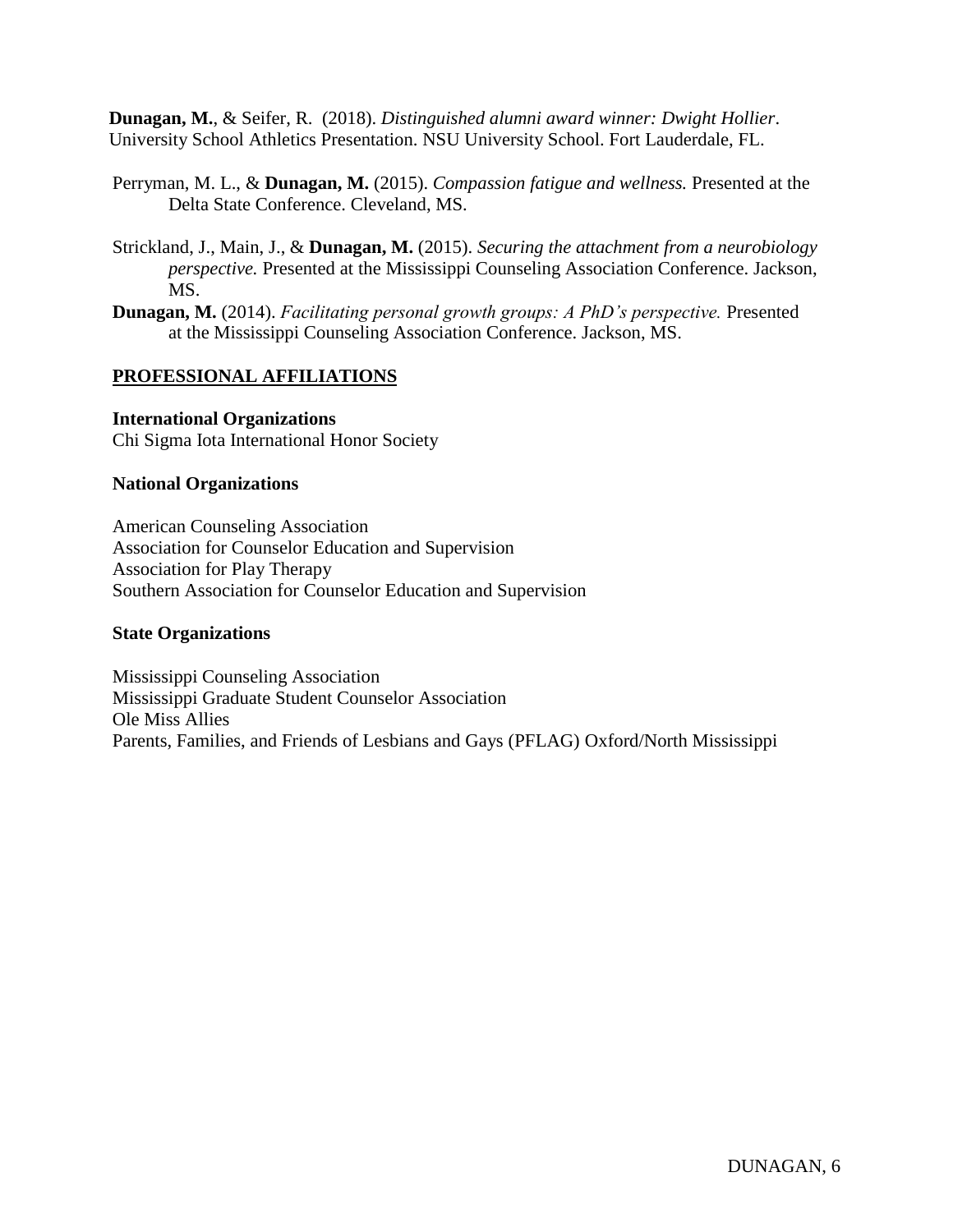**Dunagan, M.**, & Seifer, R. (2018). *Distinguished alumni award winner: Dwight Hollier*. University School Athletics Presentation. NSU University School. Fort Lauderdale, FL.

Perryman, M. L., & **Dunagan, M.** (2015). *Compassion fatigue and wellness.* Presented at the Delta State Conference. Cleveland, MS.

Strickland, J., Main, J., & **Dunagan, M.** (2015). *Securing the attachment from a neurobiology perspective.* Presented at the Mississippi Counseling Association Conference. Jackson, MS.

**Dunagan, M.** (2014). *Facilitating personal growth groups: A PhD's perspective.* Presented at the Mississippi Counseling Association Conference. Jackson, MS.

## PROFESSIONAL AFFILIATIONS

**International Organizations**

Chi Sigma Iota International Honor Society

**National Organizations**

American Counseling Association
Association for Counselor Education and Supervision
Association for Play Therapy
Southern Association for Counselor Education and Supervision

**State Organizations**

Mississippi Counseling Association
Mississippi Graduate Student Counselor Association
Ole Miss Allies
Parents, Families, and Friends of Lesbians and Gays (PFLAG) Oxford/North Mississippi